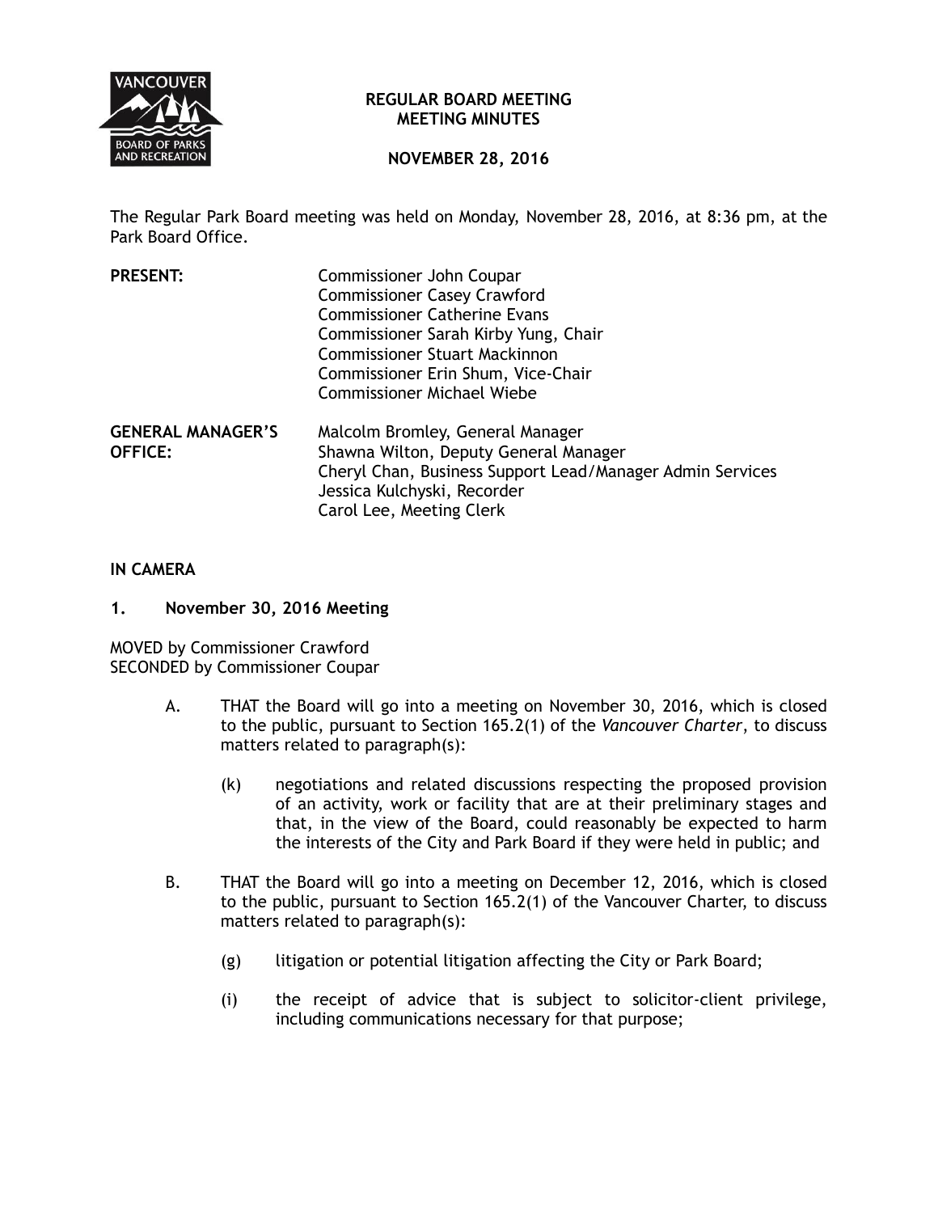# REGULAR BOARD MEETING
## MEETING MINUTES

## NOVEMBER 28, 2016

The Regular Park Board meeting was held on Monday, November 28, 2016, at 8:36 pm, at the Park Board Office.

**PRESENT:**
Commissioner John Coupar
Commissioner Casey Crawford
Commissioner Catherine Evans
Commissioner Sarah Kirby Yung, Chair
Commissioner Stuart Mackinnon
Commissioner Erin Shum, Vice-Chair
Commissioner Michael Wiebe

**GENERAL MANAGER'S OFFICE:**
Malcolm Bromley, General Manager
Shawna Wilton, Deputy General Manager
Cheryl Chan, Business Support Lead/Manager Admin Services
Jessica Kulchyski, Recorder
Carol Lee, Meeting Clerk

**IN CAMERA**

**1. November 30, 2016 Meeting**

MOVED by Commissioner Crawford
SECONDED by Commissioner Coupar

A. THAT the Board will go into a meeting on November 30, 2016, which is closed to the public, pursuant to Section 165.2(1) of the *Vancouver Charter*, to discuss matters related to paragraph(s):

(k) negotiations and related discussions respecting the proposed provision of an activity, work or facility that are at their preliminary stages and that, in the view of the Board, could reasonably be expected to harm the interests of the City and Park Board if they were held in public; and

B. THAT the Board will go into a meeting on December 12, 2016, which is closed to the public, pursuant to Section 165.2(1) of the Vancouver Charter, to discuss matters related to paragraph(s):

(g) litigation or potential litigation affecting the City or Park Board;

(i) the receipt of advice that is subject to solicitor-client privilege, including communications necessary for that purpose;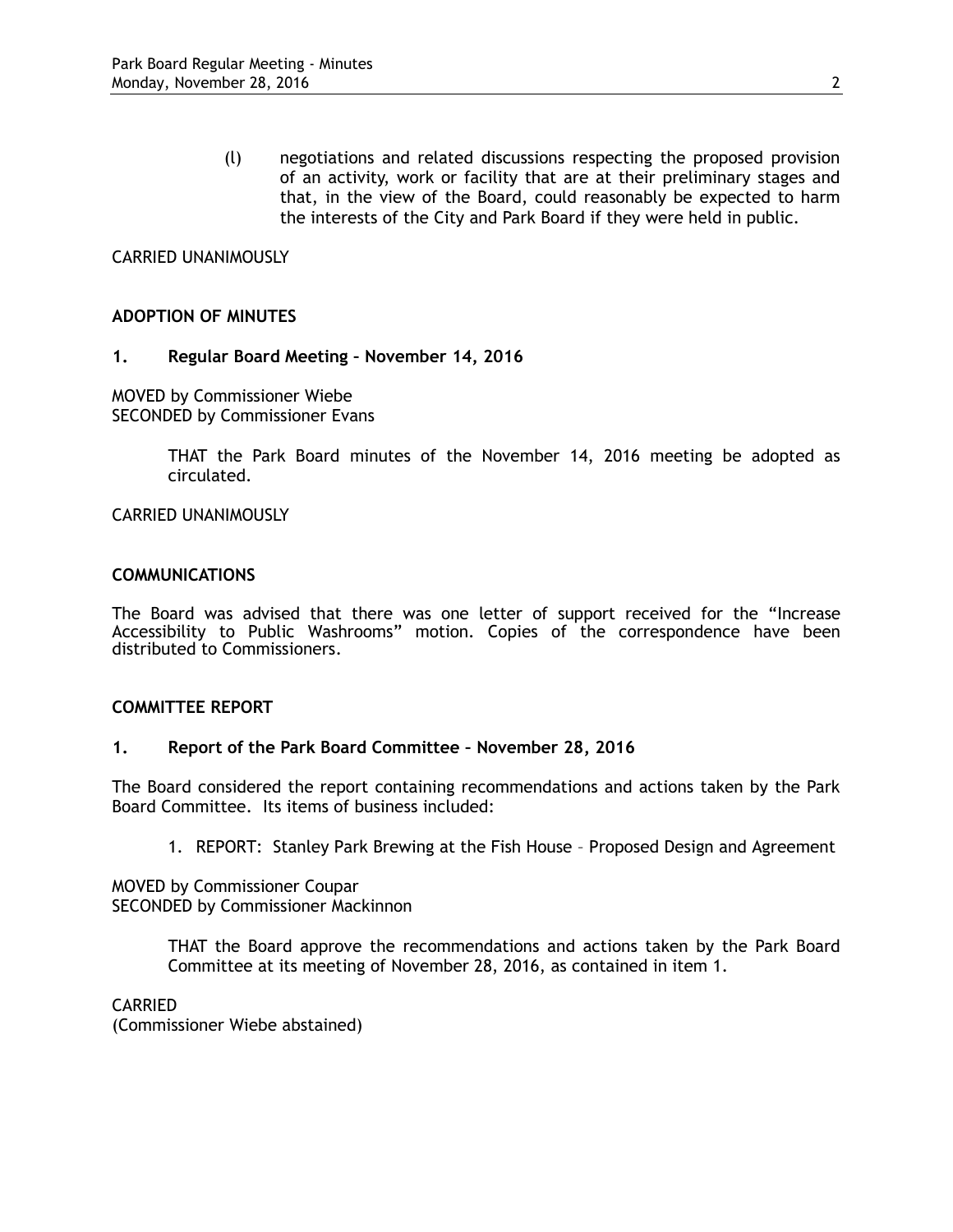(l) negotiations and related discussions respecting the proposed provision of an activity, work or facility that are at their preliminary stages and that, in the view of the Board, could reasonably be expected to harm the interests of the City and Park Board if they were held in public.

CARRIED UNANIMOUSLY

## ADOPTION OF MINUTES

### 1. Regular Board Meeting – November 14, 2016

MOVED by Commissioner Wiebe
SECONDED by Commissioner Evans

> THAT the Park Board minutes of the November 14, 2016 meeting be adopted as circulated.

CARRIED UNANIMOUSLY

## COMMUNICATIONS

The Board was advised that there was one letter of support received for the "Increase Accessibility to Public Washrooms" motion. Copies of the correspondence have been distributed to Commissioners.

## COMMITTEE REPORT

### 1. Report of the Park Board Committee – November 28, 2016

The Board considered the report containing recommendations and actions taken by the Park Board Committee. Its items of business included:

1. REPORT: Stanley Park Brewing at the Fish House – Proposed Design and Agreement

MOVED by Commissioner Coupar
SECONDED by Commissioner Mackinnon

> THAT the Board approve the recommendations and actions taken by the Park Board Committee at its meeting of November 28, 2016, as contained in item 1.

CARRIED
(Commissioner Wiebe abstained)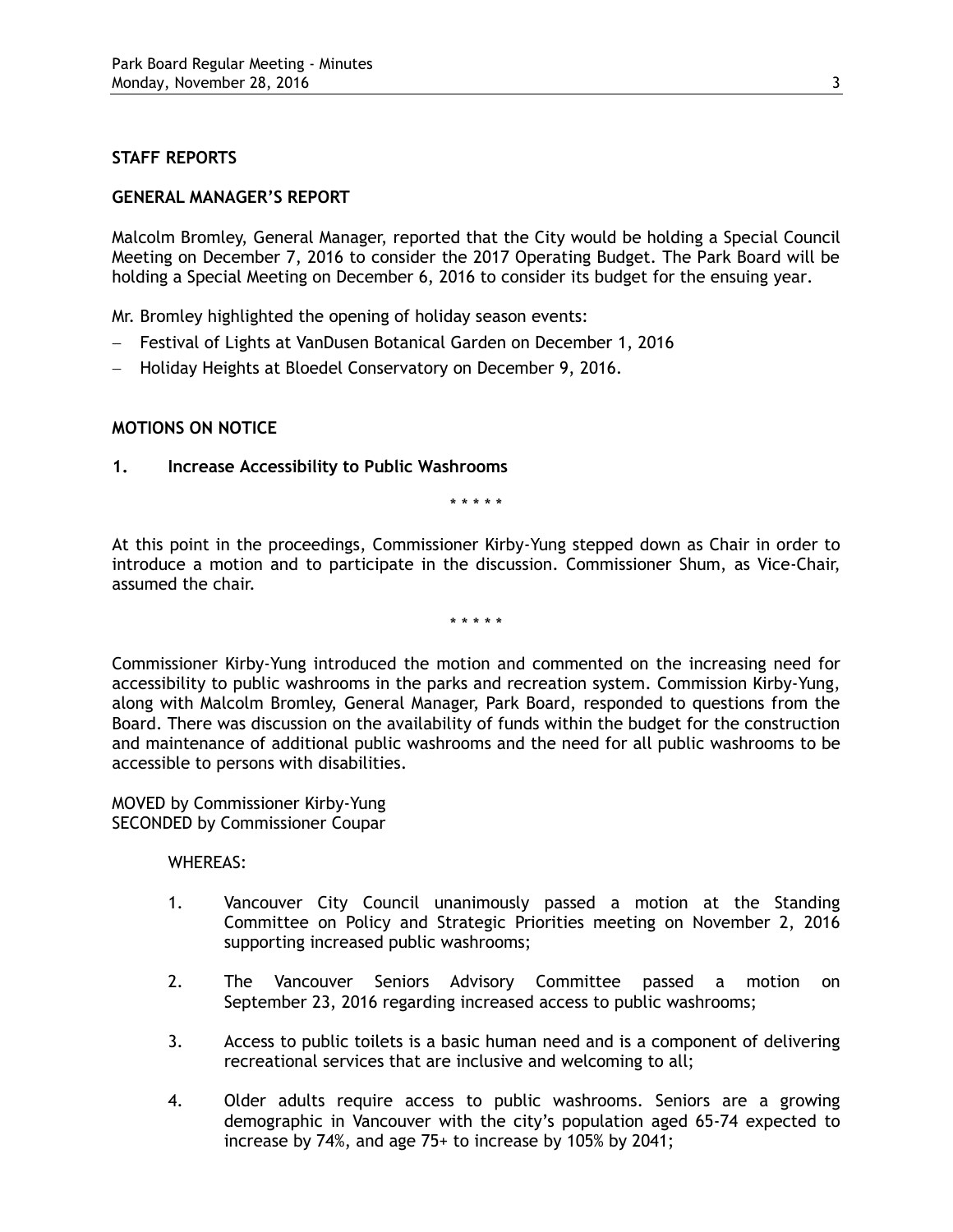## STAFF REPORTS

### GENERAL MANAGER'S REPORT

Malcolm Bromley, General Manager, reported that the City would be holding a Special Council Meeting on December 7, 2016 to consider the 2017 Operating Budget. The Park Board will be holding a Special Meeting on December 6, 2016 to consider its budget for the ensuing year.

Mr. Bromley highlighted the opening of holiday season events:

- Festival of Lights at VanDusen Botanical Garden on December 1, 2016
- Holiday Heights at Bloedel Conservatory on December 9, 2016.

## MOTIONS ON NOTICE

### 1. Increase Accessibility to Public Washrooms

\* \* \* \* \*

At this point in the proceedings, Commissioner Kirby-Yung stepped down as Chair in order to introduce a motion and to participate in the discussion. Commissioner Shum, as Vice-Chair, assumed the chair.

\* \* \* \* \*

Commissioner Kirby-Yung introduced the motion and commented on the increasing need for accessibility to public washrooms in the parks and recreation system. Commission Kirby-Yung, along with Malcolm Bromley, General Manager, Park Board, responded to questions from the Board. There was discussion on the availability of funds within the budget for the construction and maintenance of additional public washrooms and the need for all public washrooms to be accessible to persons with disabilities.

MOVED by Commissioner Kirby-Yung
SECONDED by Commissioner Coupar

WHEREAS:

1. Vancouver City Council unanimously passed a motion at the Standing Committee on Policy and Strategic Priorities meeting on November 2, 2016 supporting increased public washrooms;
2. The Vancouver Seniors Advisory Committee passed a motion on September 23, 2016 regarding increased access to public washrooms;
3. Access to public toilets is a basic human need and is a component of delivering recreational services that are inclusive and welcoming to all;
4. Older adults require access to public washrooms. Seniors are a growing demographic in Vancouver with the city's population aged 65-74 expected to increase by 74%, and age 75+ to increase by 105% by 2041;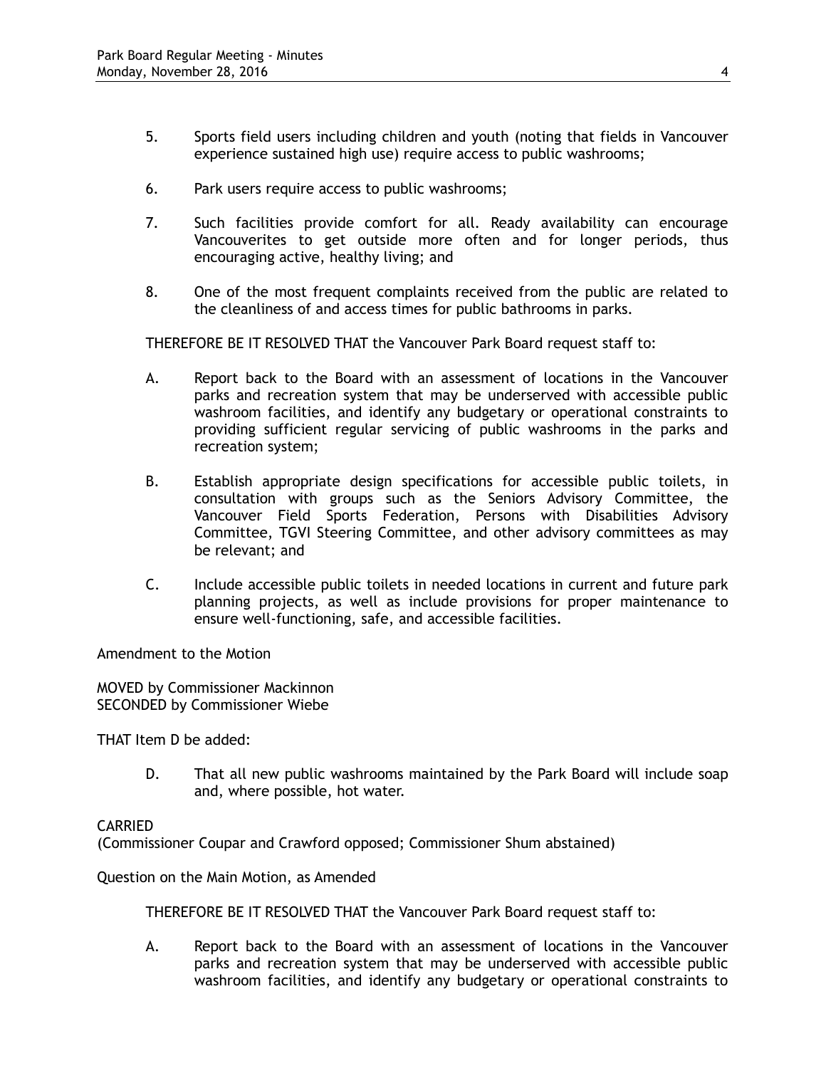5. Sports field users including children and youth (noting that fields in Vancouver experience sustained high use) require access to public washrooms;

6. Park users require access to public washrooms;

7. Such facilities provide comfort for all. Ready availability can encourage Vancouverites to get outside more often and for longer periods, thus encouraging active, healthy living; and

8. One of the most frequent complaints received from the public are related to the cleanliness of and access times for public bathrooms in parks.

THEREFORE BE IT RESOLVED THAT the Vancouver Park Board request staff to:

A. Report back to the Board with an assessment of locations in the Vancouver parks and recreation system that may be underserved with accessible public washroom facilities, and identify any budgetary or operational constraints to providing sufficient regular servicing of public washrooms in the parks and recreation system;

B. Establish appropriate design specifications for accessible public toilets, in consultation with groups such as the Seniors Advisory Committee, the Vancouver Field Sports Federation, Persons with Disabilities Advisory Committee, TGVI Steering Committee, and other advisory committees as may be relevant; and

C. Include accessible public toilets in needed locations in current and future park planning projects, as well as include provisions for proper maintenance to ensure well-functioning, safe, and accessible facilities.

Amendment to the Motion

MOVED by Commissioner Mackinnon
SECONDED by Commissioner Wiebe

THAT Item D be added:

D. That all new public washrooms maintained by the Park Board will include soap and, where possible, hot water.

CARRIED
(Commissioner Coupar and Crawford opposed; Commissioner Shum abstained)

Question on the Main Motion, as Amended

THEREFORE BE IT RESOLVED THAT the Vancouver Park Board request staff to:

A. Report back to the Board with an assessment of locations in the Vancouver parks and recreation system that may be underserved with accessible public washroom facilities, and identify any budgetary or operational constraints to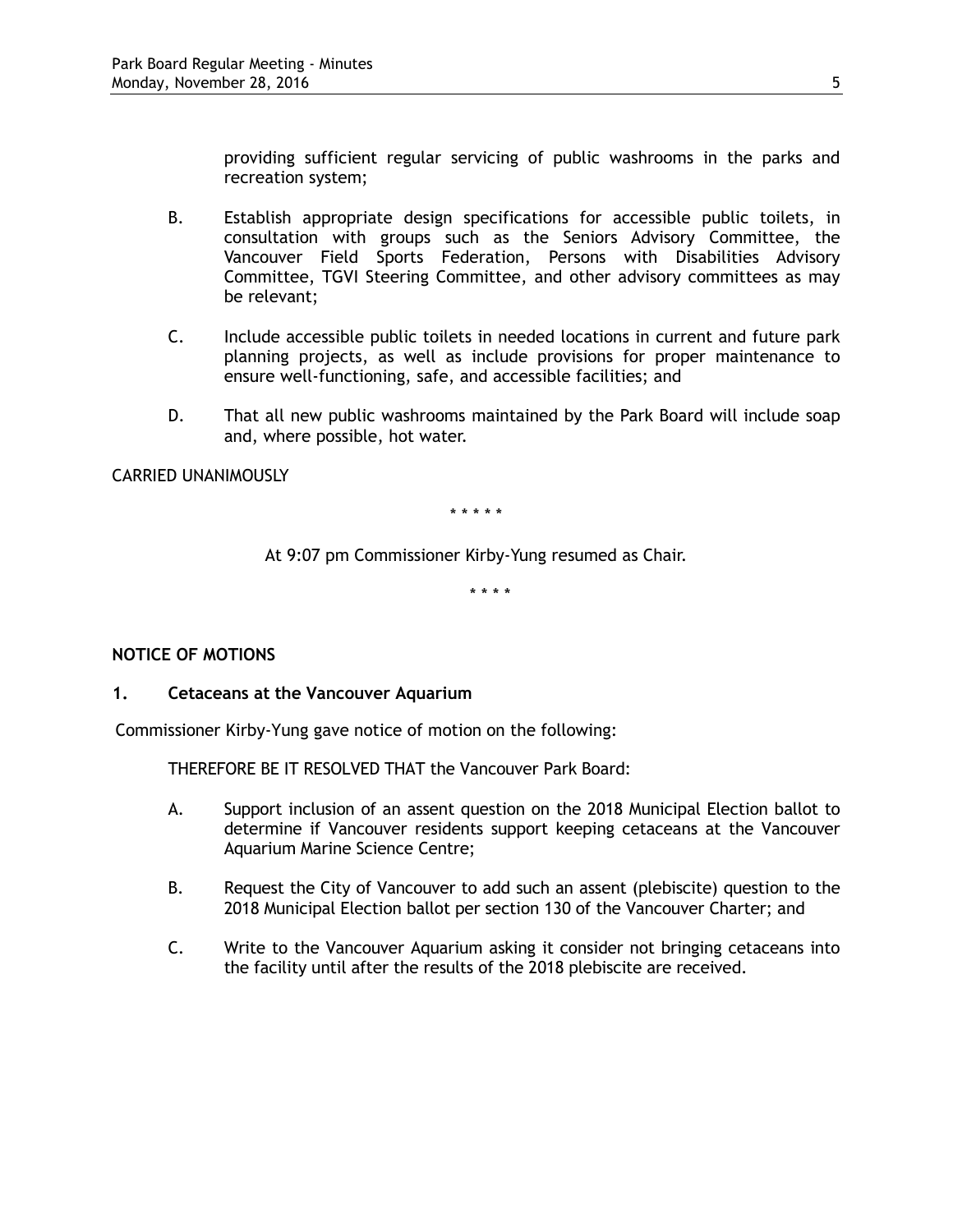providing sufficient regular servicing of public washrooms in the parks and recreation system;

B. Establish appropriate design specifications for accessible public toilets, in consultation with groups such as the Seniors Advisory Committee, the Vancouver Field Sports Federation, Persons with Disabilities Advisory Committee, TGVI Steering Committee, and other advisory committees as may be relevant;

C. Include accessible public toilets in needed locations in current and future park planning projects, as well as include provisions for proper maintenance to ensure well-functioning, safe, and accessible facilities; and

D. That all new public washrooms maintained by the Park Board will include soap and, where possible, hot water.

CARRIED UNANIMOUSLY

\* \* \* \* \*

At 9:07 pm Commissioner Kirby-Yung resumed as Chair.

\* \* \* \*

## NOTICE OF MOTIONS

### 1. Cetaceans at the Vancouver Aquarium

Commissioner Kirby-Yung gave notice of motion on the following:

THEREFORE BE IT RESOLVED THAT the Vancouver Park Board:

A. Support inclusion of an assent question on the 2018 Municipal Election ballot to determine if Vancouver residents support keeping cetaceans at the Vancouver Aquarium Marine Science Centre;

B. Request the City of Vancouver to add such an assent (plebiscite) question to the 2018 Municipal Election ballot per section 130 of the Vancouver Charter; and

C. Write to the Vancouver Aquarium asking it consider not bringing cetaceans into the facility until after the results of the 2018 plebiscite are received.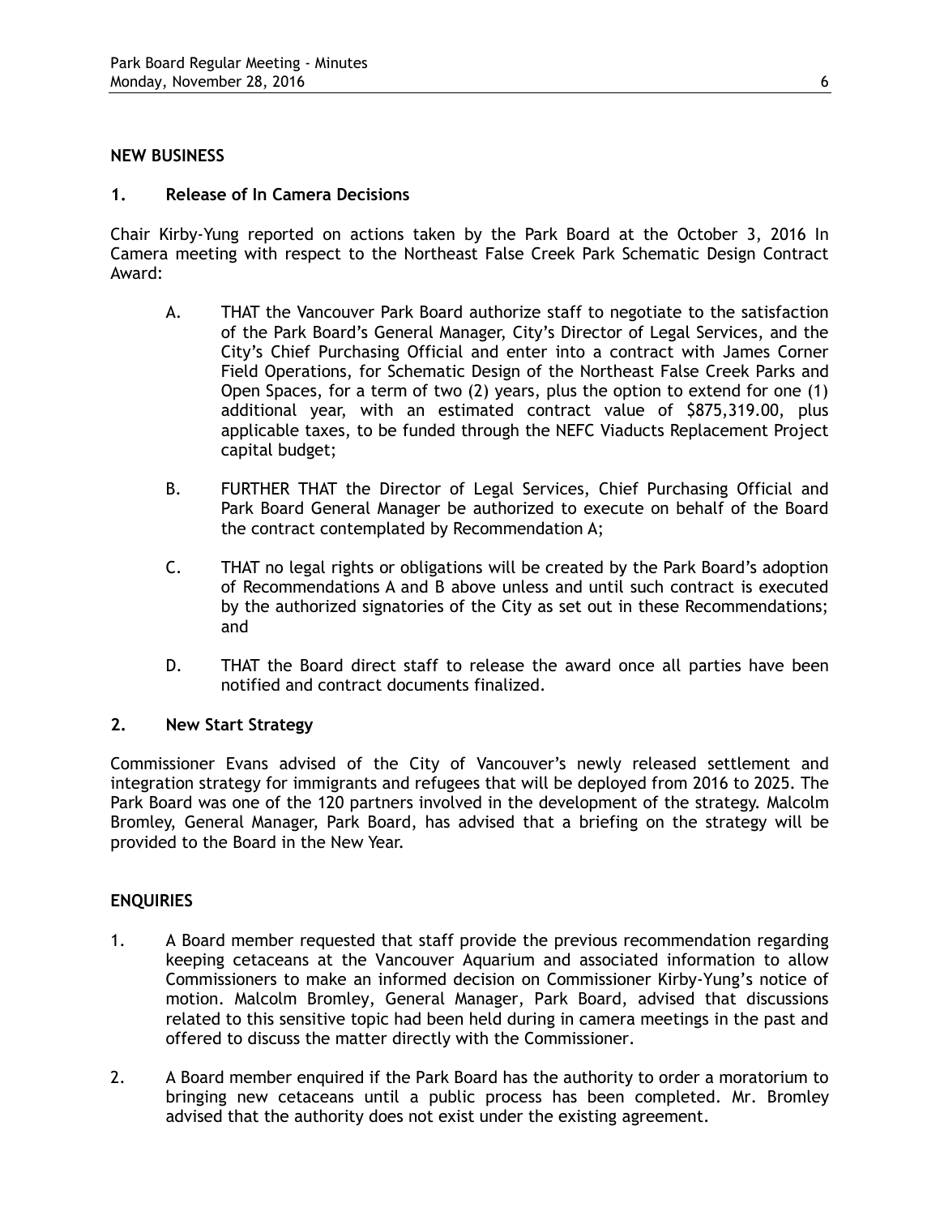## NEW BUSINESS

### 1. Release of In Camera Decisions

Chair Kirby-Yung reported on actions taken by the Park Board at the October 3, 2016 In Camera meeting with respect to the Northeast False Creek Park Schematic Design Contract Award:

A. THAT the Vancouver Park Board authorize staff to negotiate to the satisfaction of the Park Board's General Manager, City's Director of Legal Services, and the City's Chief Purchasing Official and enter into a contract with James Corner Field Operations, for Schematic Design of the Northeast False Creek Parks and Open Spaces, for a term of two (2) years, plus the option to extend for one (1) additional year, with an estimated contract value of $875,319.00, plus applicable taxes, to be funded through the NEFC Viaducts Replacement Project capital budget;

B. FURTHER THAT the Director of Legal Services, Chief Purchasing Official and Park Board General Manager be authorized to execute on behalf of the Board the contract contemplated by Recommendation A;

C. THAT no legal rights or obligations will be created by the Park Board's adoption of Recommendations A and B above unless and until such contract is executed by the authorized signatories of the City as set out in these Recommendations; and

D. THAT the Board direct staff to release the award once all parties have been notified and contract documents finalized.

### 2. New Start Strategy

Commissioner Evans advised of the City of Vancouver's newly released settlement and integration strategy for immigrants and refugees that will be deployed from 2016 to 2025. The Park Board was one of the 120 partners involved in the development of the strategy. Malcolm Bromley, General Manager, Park Board, has advised that a briefing on the strategy will be provided to the Board in the New Year.

## ENQUIRIES

1. A Board member requested that staff provide the previous recommendation regarding keeping cetaceans at the Vancouver Aquarium and associated information to allow Commissioners to make an informed decision on Commissioner Kirby-Yung's notice of motion. Malcolm Bromley, General Manager, Park Board, advised that discussions related to this sensitive topic had been held during in camera meetings in the past and offered to discuss the matter directly with the Commissioner.

2. A Board member enquired if the Park Board has the authority to order a moratorium to bringing new cetaceans until a public process has been completed. Mr. Bromley advised that the authority does not exist under the existing agreement.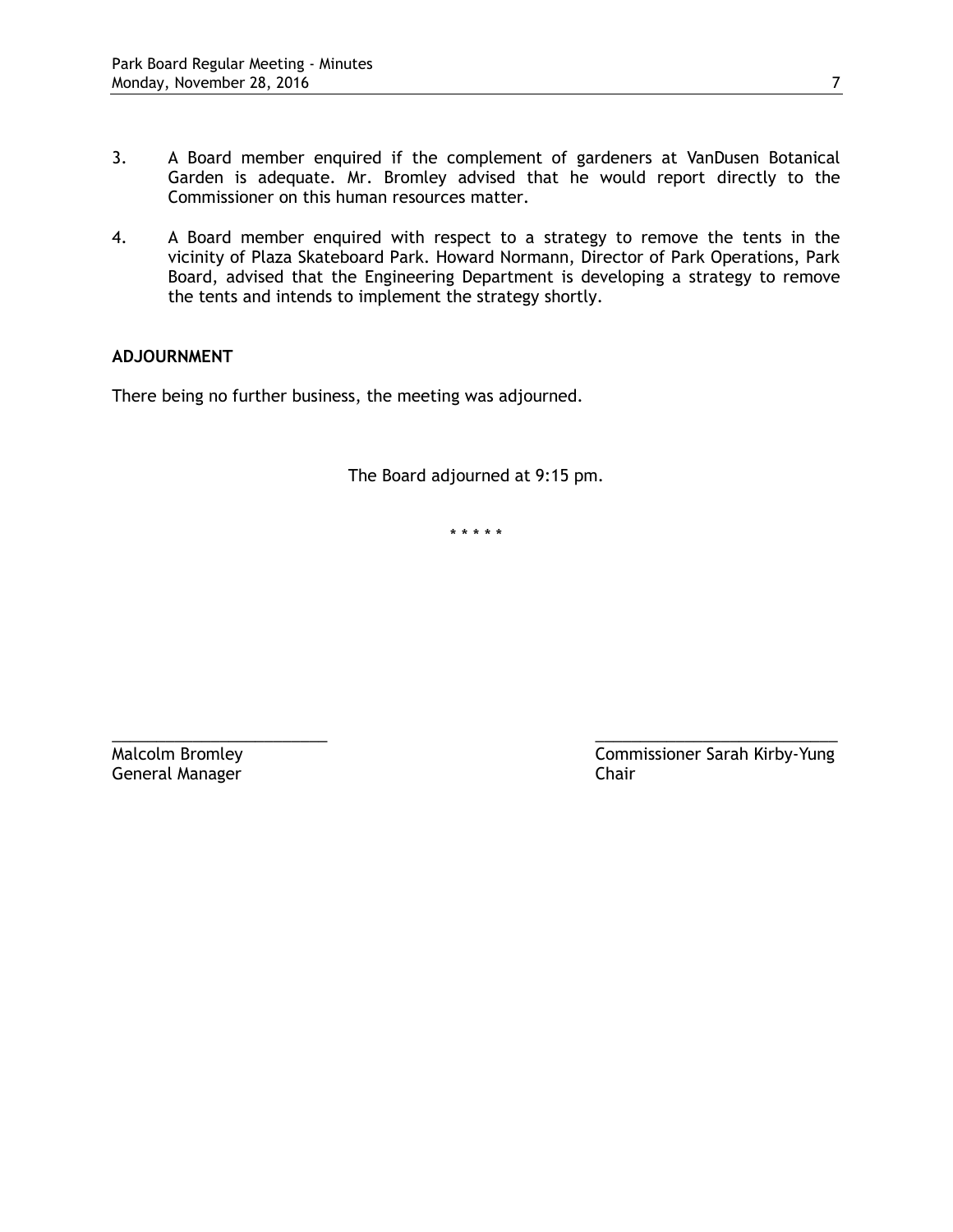3. A Board member enquired if the complement of gardeners at VanDusen Botanical Garden is adequate. Mr. Bromley advised that he would report directly to the Commissioner on this human resources matter.

4. A Board member enquired with respect to a strategy to remove the tents in the vicinity of Plaza Skateboard Park. Howard Normann, Director of Park Operations, Park Board, advised that the Engineering Department is developing a strategy to remove the tents and intends to implement the strategy shortly.

**ADJOURNMENT**

There being no further business, the meeting was adjourned.

The Board adjourned at 9:15 pm.

* * * * *

\_\_\_\_\_\_\_\_\_\_\_\_\_\_\_\_\_\_\_\_\_\_\_\_\_
Malcolm Bromley
General Manager

\_\_\_\_\_\_\_\_\_\_\_\_\_\_\_\_\_\_\_\_\_\_\_\_\_\_\_\_
Commissioner Sarah Kirby-Yung
Chair